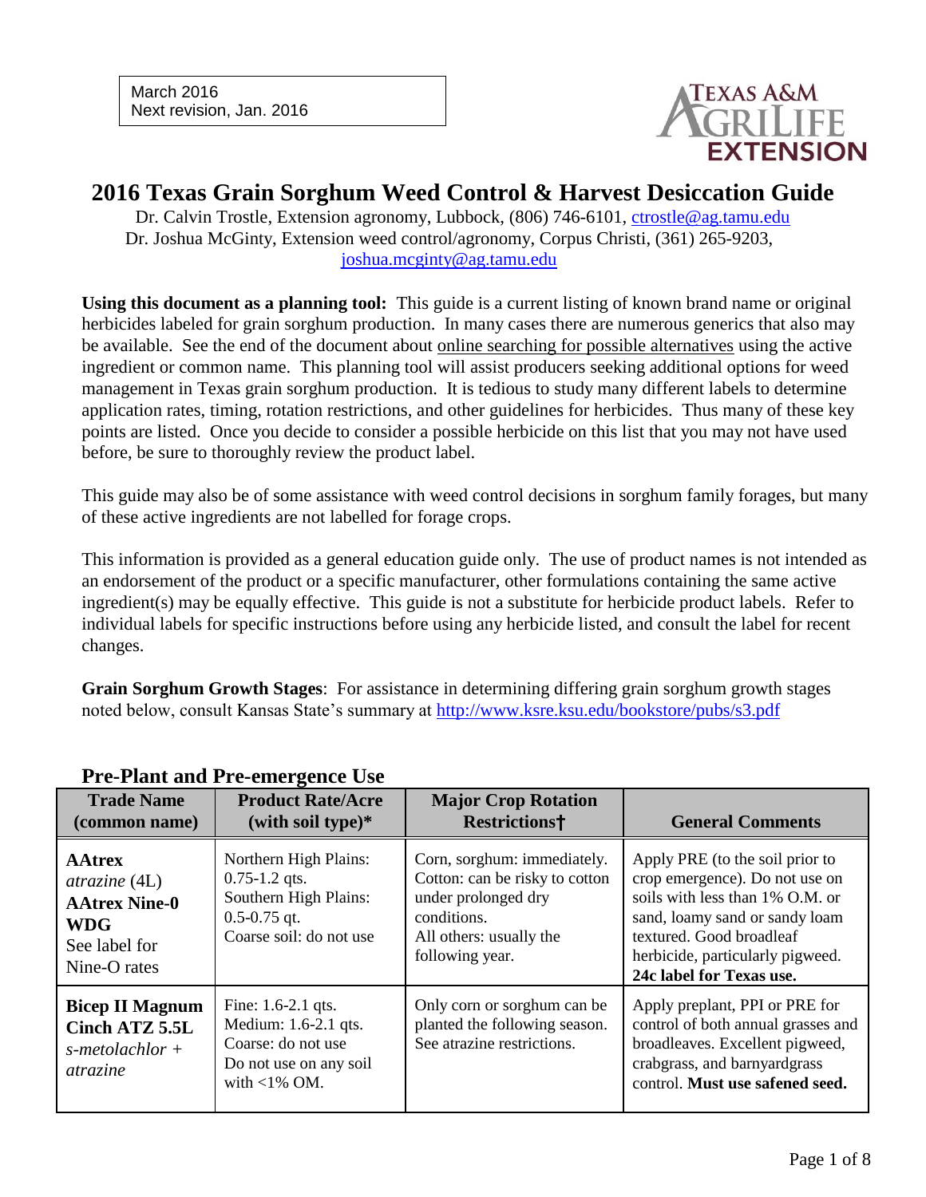March 2016
Next revision, Jan. 2016

TEXAS A&M AGRILIFE EXTENSION

# 2016 Texas Grain Sorghum Weed Control & Harvest Desiccation Guide

Dr. Calvin Trostle, Extension agronomy, Lubbock, (806) 746-6101, ctrostle@ag.tamu.edu
Dr. Joshua McGinty, Extension weed control/agronomy, Corpus Christi, (361) 265-9203, joshua.mcginty@ag.tamu.edu

**Using this document as a planning tool:** This guide is a current listing of known brand name or original herbicides labeled for grain sorghum production. In many cases there are numerous generics that also may be available. See the end of the document about online searching for possible alternatives using the active ingredient or common name. This planning tool will assist producers seeking additional options for weed management in Texas grain sorghum production. It is tedious to study many different labels to determine application rates, timing, rotation restrictions, and other guidelines for herbicides. Thus many of these key points are listed. Once you decide to consider a possible herbicide on this list that you may not have used before, be sure to thoroughly review the product label.

This guide may also be of some assistance with weed control decisions in sorghum family forages, but many of these active ingredients are not labelled for forage crops.

This information is provided as a general education guide only. The use of product names is not intended as an endorsement of the product or a specific manufacturer, other formulations containing the same active ingredient(s) may be equally effective. This guide is not a substitute for herbicide product labels. Refer to individual labels for specific instructions before using any herbicide listed, and consult the label for recent changes.

**Grain Sorghum Growth Stages**: For assistance in determining differing grain sorghum growth stages noted below, consult Kansas State's summary at http://www.ksre.ksu.edu/bookstore/pubs/s3.pdf

## Pre-Plant and Pre-emergence Use

| Trade Name (common name) | Product Rate/Acre (with soil type)* | Major Crop Rotation Restrictions† | General Comments |
|---|---|---|---|
| **AAtrex** *atrazine* (4L) **AAtrex Nine-0 WDG** See label for Nine-O rates | Northern High Plains: 0.75-1.2 qts. Southern High Plains: 0.5-0.75 qt. Coarse soil: do not use | Corn, sorghum: immediately. Cotton: can be risky to cotton under prolonged dry conditions. All others: usually the following year. | Apply PRE (to the soil prior to crop emergence). Do not use on soils with less than 1% O.M. or sand, loamy sand or sandy loam textured. Good broadleaf herbicide, particularly pigweed. **24c label for Texas use.** |
| **Bicep II Magnum** **Cinch ATZ 5.5L** *s-metolachlor + atrazine* | Fine: 1.6-2.1 qts. Medium: 1.6-2.1 qts. Coarse: do not use Do not use on any soil with <1% OM. | Only corn or sorghum can be planted the following season. See atrazine restrictions. | Apply preplant, PPI or PRE for control of both annual grasses and broadleaves. Excellent pigweed, crabgrass, and barnyardgrass control. **Must use safened seed.** |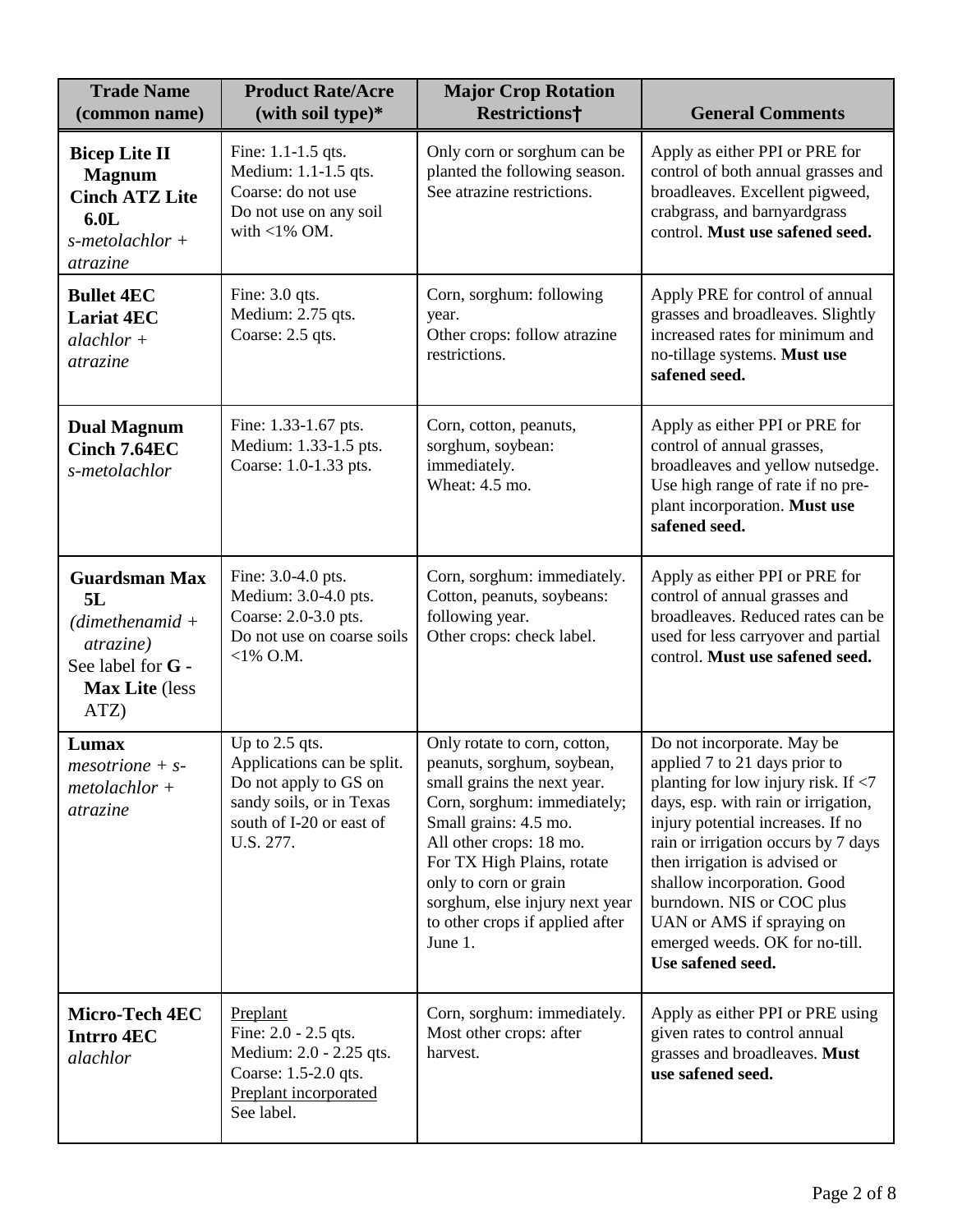| Trade Name (common name) | Product Rate/Acre (with soil type)* | Major Crop Rotation Restrictions† | General Comments |
|---|---|---|---|
| **Bicep Lite II Magnum** **Cinch ATZ Lite 6.0L** *s-metolachlor + atrazine* | Fine: 1.1-1.5 qts. Medium: 1.1-1.5 qts. Coarse: do not use Do not use on any soil with <1% OM. | Only corn or sorghum can be planted the following season. See atrazine restrictions. | Apply as either PPI or PRE for control of both annual grasses and broadleaves. Excellent pigweed, crabgrass, and barnyardgrass control. **Must use safened seed.** |
| **Bullet 4EC** **Lariat 4EC** *alachlor + atrazine* | Fine: 3.0 qts. Medium: 2.75 qts. Coarse: 2.5 qts. | Corn, sorghum: following year. Other crops: follow atrazine restrictions. | Apply PRE for control of annual grasses and broadleaves. Slightly increased rates for minimum and no-tillage systems. **Must use safened seed.** |
| **Dual Magnum** **Cinch 7.64EC** *s-metolachlor* | Fine: 1.33-1.67 pts. Medium: 1.33-1.5 pts. Coarse: 1.0-1.33 pts. | Corn, cotton, peanuts, sorghum, soybean: immediately. Wheat: 4.5 mo. | Apply as either PPI or PRE for control of annual grasses, broadleaves and yellow nutsedge. Use high range of rate if no pre-plant incorporation. **Must use safened seed.** |
| **Guardsman Max 5L** *(dimethenamid + atrazine)* See label for **G - Max Lite** (less ATZ) | Fine: 3.0-4.0 pts. Medium: 3.0-4.0 pts. Coarse: 2.0-3.0 pts. Do not use on coarse soils <1% O.M. | Corn, sorghum: immediately. Cotton, peanuts, soybeans: following year. Other crops: check label. | Apply as either PPI or PRE for control of annual grasses and broadleaves. Reduced rates can be used for less carryover and partial control. **Must use safened seed.** |
| **Lumax** *mesotrione + s-metolachlor + atrazine* | Up to 2.5 qts. Applications can be split. Do not apply to GS on sandy soils, or in Texas south of I-20 or east of U.S. 277. | Only rotate to corn, cotton, peanuts, sorghum, soybean, small grains the next year. Corn, sorghum: immediately; Small grains: 4.5 mo. All other crops: 18 mo. For TX High Plains, rotate only to corn or grain sorghum, else injury next year to other crops if applied after June 1. | Do not incorporate. May be applied 7 to 21 days prior to planting for low injury risk. If <7 days, esp. with rain or irrigation, injury potential increases. If no rain or irrigation occurs by 7 days then irrigation is advised or shallow incorporation. Good burndown. NIS or COC plus UAN or AMS if spraying on emerged weeds. OK for no-till. **Use safened seed.** |
| **Micro-Tech 4EC** **Intrro 4EC** *alachlor* | Preplant Fine: 2.0 - 2.5 qts. Medium: 2.0 - 2.25 qts. Coarse: 1.5-2.0 qts. Preplant incorporated See label. | Corn, sorghum: immediately. Most other crops: after harvest. | Apply as either PPI or PRE using given rates to control annual grasses and broadleaves. **Must use safened seed.** |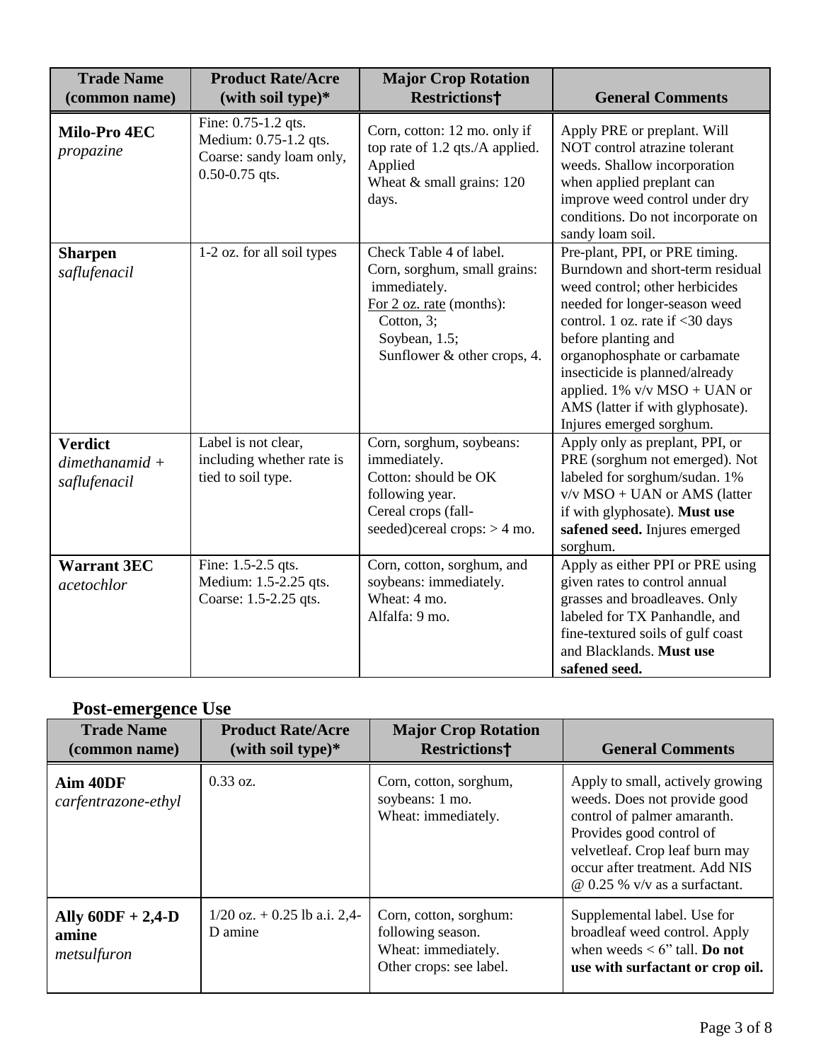| Trade Name (common name) | Product Rate/Acre (with soil type)* | Major Crop Rotation Restrictions† | General Comments |
|---|---|---|---|
| **Milo-Pro 4EC** *propazine* | Fine: 0.75-1.2 qts.<br>Medium: 0.75-1.2 qts.<br>Coarse: sandy loam only, 0.50-0.75 qts. | Corn, cotton: 12 mo. only if top rate of 1.2 qts./A applied. Applied<br>Wheat & small grains: 120 days. | Apply PRE or preplant. Will NOT control atrazine tolerant weeds. Shallow incorporation when applied preplant can improve weed control under dry conditions. Do not incorporate on sandy loam soil. |
| **Sharpen** *saflufenacil* | 1-2 oz. for all soil types | Check Table 4 of label.<br>Corn, sorghum, small grains: immediately.<br><u>For 2 oz. rate</u> (months):<br>Cotton, 3;<br>Soybean, 1.5;<br>Sunflower & other crops, 4. | Pre-plant, PPI, or PRE timing. Burndown and short-term residual weed control; other herbicides needed for longer-season weed control. 1 oz. rate if <30 days before planting and organophosphate or carbamate insecticide is planned/already applied. 1% v/v MSO + UAN or AMS (latter if with glyphosate). Injures emerged sorghum. |
| **Verdict** *dimethanamid + saflufenacil* | Label is not clear, including whether rate is tied to soil type. | Corn, sorghum, soybeans: immediately.<br>Cotton: should be OK following year.<br>Cereal crops (fall-seeded)cereal crops: > 4 mo. | Apply only as preplant, PPI, or PRE (sorghum not emerged). Not labeled for sorghum/sudan. 1% v/v MSO + UAN or AMS (latter if with glyphosate). **Must use safened seed.** Injures emerged sorghum. |
| **Warrant 3EC** *acetochlor* | Fine: 1.5-2.5 qts.<br>Medium: 1.5-2.25 qts.<br>Coarse: 1.5-2.25 qts. | Corn, cotton, sorghum, and soybeans: immediately.<br>Wheat: 4 mo.<br>Alfalfa: 9 mo. | Apply as either PPI or PRE using given rates to control annual grasses and broadleaves. Only labeled for TX Panhandle, and fine-textured soils of gulf coast and Blacklands. **Must use safened seed.** |

## Post-emergence Use

| Trade Name (common name) | Product Rate/Acre (with soil type)* | Major Crop Rotation Restrictions† | General Comments |
|---|---|---|---|
| **Aim 40DF** *carfentrazone-ethyl* | 0.33 oz. | Corn, cotton, sorghum, soybeans: 1 mo.<br>Wheat: immediately. | Apply to small, actively growing weeds. Does not provide good control of palmer amaranth. Provides good control of velvetleaf. Crop leaf burn may occur after treatment. Add NIS @ 0.25 % v/v as a surfactant. |
| **Ally 60DF + 2,4-D amine** *metsulfuron* | 1/20 oz. + 0.25 lb a.i. 2,4-D amine | Corn, cotton, sorghum: following season.<br>Wheat: immediately.<br>Other crops: see label. | Supplemental label. Use for broadleaf weed control. Apply when weeds < 6" tall. **Do not use with surfactant or crop oil.** |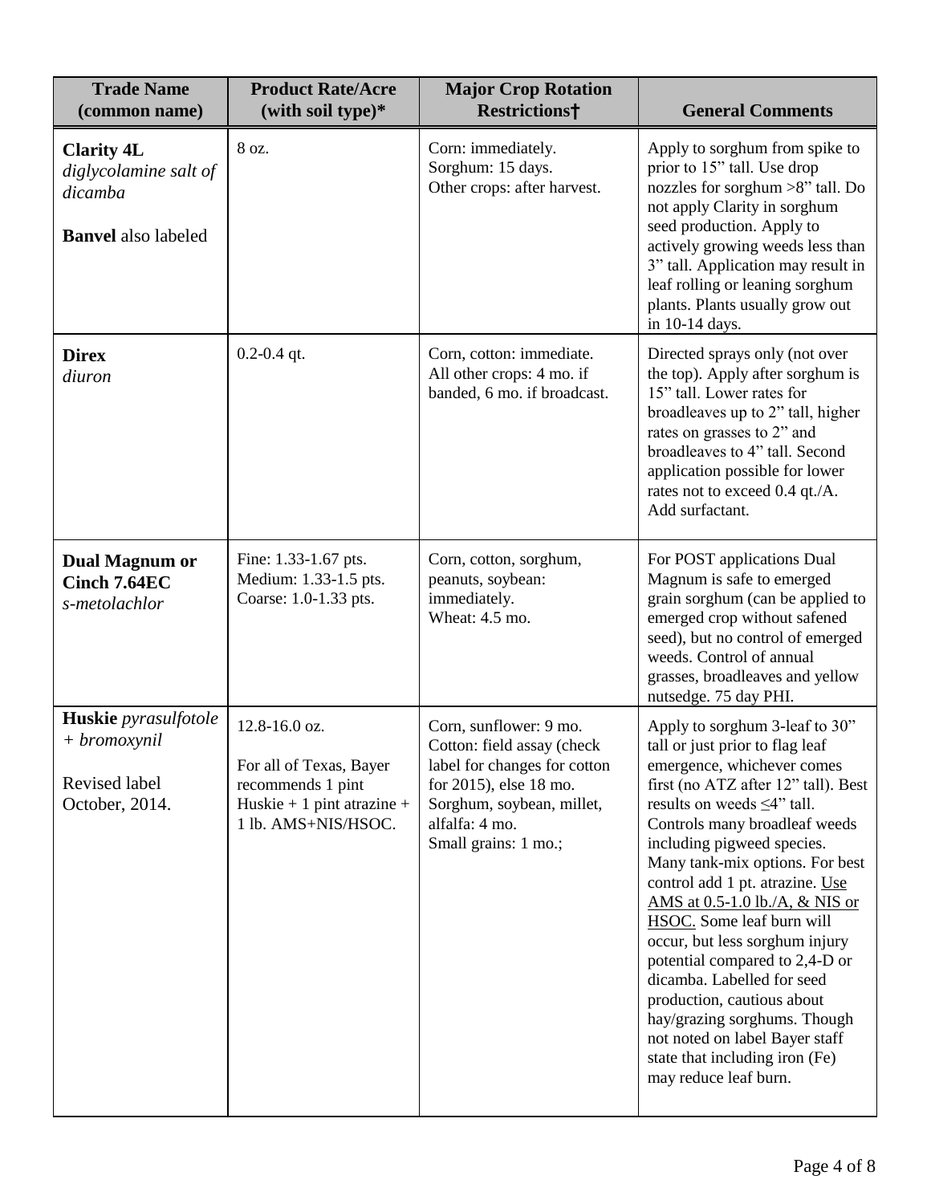| Trade Name (common name) | Product Rate/Acre (with soil type)* | Major Crop Rotation Restrictions† | General Comments |
|---|---|---|---|
| **Clarity 4L** *diglycolamine salt of dicamba*<br><br>**Banvel** also labeled | 8 oz. | Corn: immediately.<br>Sorghum: 15 days.<br>Other crops: after harvest. | Apply to sorghum from spike to prior to 15" tall. Use drop nozzles for sorghum >8" tall. Do not apply Clarity in sorghum seed production. Apply to actively growing weeds less than 3" tall. Application may result in leaf rolling or leaning sorghum plants. Plants usually grow out in 10-14 days. |
| **Direx** *diuron* | 0.2-0.4 qt. | Corn, cotton: immediate.<br>All other crops: 4 mo. if banded, 6 mo. if broadcast. | Directed sprays only (not over the top). Apply after sorghum is 15" tall. Lower rates for broadleaves up to 2" tall, higher rates on grasses to 2" and broadleaves to 4" tall. Second application possible for lower rates not to exceed 0.4 qt./A. Add surfactant. |
| **Dual Magnum or Cinch 7.64EC** *s-metolachlor* | Fine: 1.33-1.67 pts.<br>Medium: 1.33-1.5 pts.<br>Coarse: 1.0-1.33 pts. | Corn, cotton, sorghum, peanuts, soybean: immediately.<br>Wheat: 4.5 mo. | For POST applications Dual Magnum is safe to emerged grain sorghum (can be applied to emerged crop without safened seed), but no control of emerged weeds. Control of annual grasses, broadleaves and yellow nutsedge. 75 day PHI. |
| **Huskie** *pyrasulfotole + bromoxynil*<br><br>Revised label October, 2014. | 12.8-16.0 oz.<br><br>For all of Texas, Bayer recommends 1 pint Huskie + 1 pint atrazine + 1 lb. AMS+NIS/HSOC. | Corn, sunflower: 9 mo.<br>Cotton: field assay (check label for changes for cotton for 2015), else 18 mo.<br>Sorghum, soybean, millet, alfalfa: 4 mo.<br>Small grains: 1 mo.; | Apply to sorghum 3-leaf to 30" tall or just prior to flag leaf emergence, whichever comes first (no ATZ after 12" tall). Best results on weeds ≤4" tall. Controls many broadleaf weeds including pigweed species. Many tank-mix options. For best control add 1 pt. atrazine. Use AMS at 0.5-1.0 lb./A, & NIS or HSOC. Some leaf burn will occur, but less sorghum injury potential compared to 2,4-D or dicamba. Labelled for seed production, cautious about hay/grazing sorghums. Though not noted on label Bayer staff state that including iron (Fe) may reduce leaf burn. |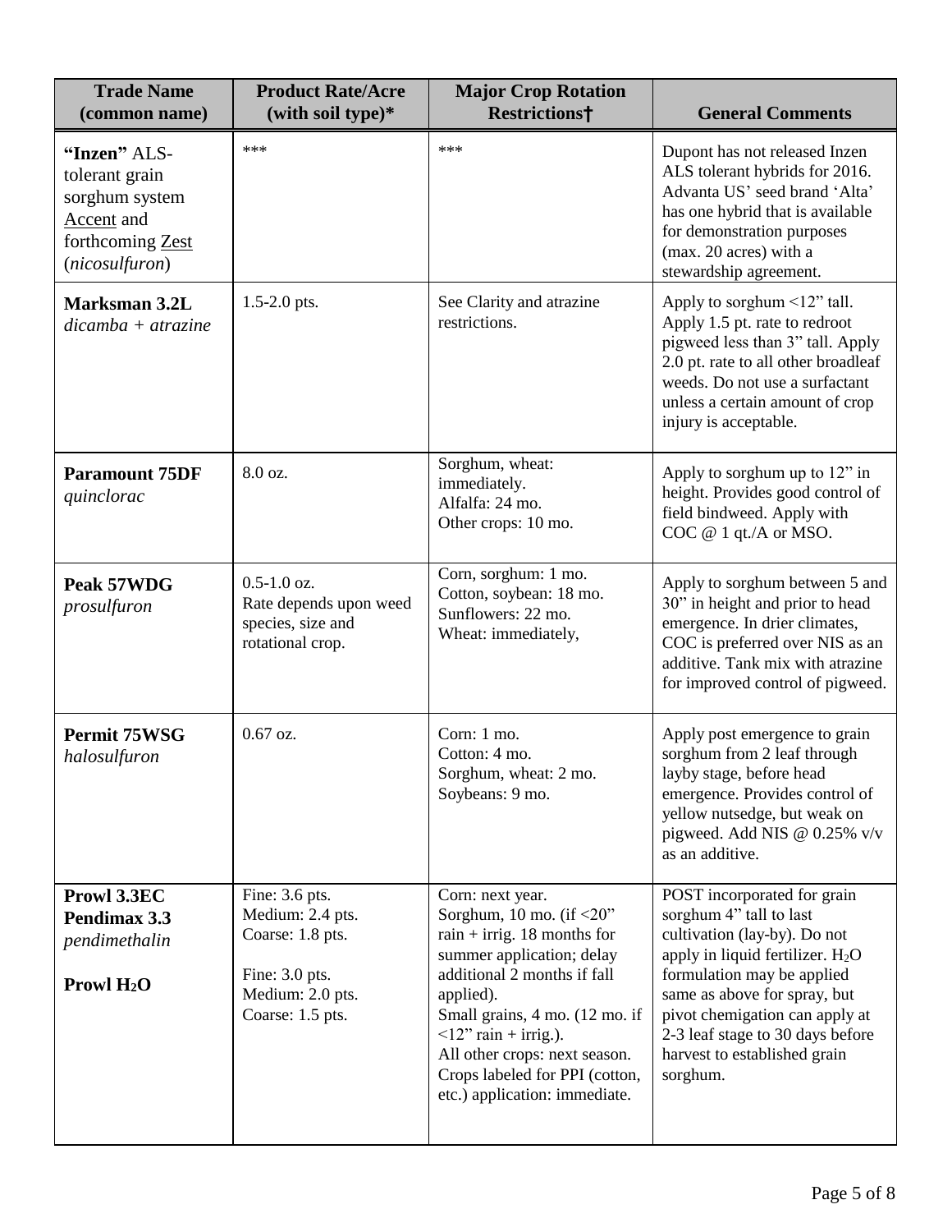| Trade Name (common name) | Product Rate/Acre (with soil type)* | Major Crop Rotation Restrictions† | General Comments |
|---|---|---|---|
| **"Inzen"** ALS-tolerant grain sorghum system Accent and forthcoming Zest (*nicosulfuron*) | *** | *** | Dupont has not released Inzen ALS tolerant hybrids for 2016. Advanta US' seed brand 'Alta' has one hybrid that is available for demonstration purposes (max. 20 acres) with a stewardship agreement. |
| **Marksman 3.2L** *dicamba + atrazine* | 1.5-2.0 pts. | See Clarity and atrazine restrictions. | Apply to sorghum <12" tall. Apply 1.5 pt. rate to redroot pigweed less than 3" tall. Apply 2.0 pt. rate to all other broadleaf weeds. Do not use a surfactant unless a certain amount of crop injury is acceptable. |
| **Paramount 75DF** *quinclorac* | 8.0 oz. | Sorghum, wheat: immediately.<br>Alfalfa: 24 mo.<br>Other crops: 10 mo. | Apply to sorghum up to 12" in height. Provides good control of field bindweed. Apply with COC @ 1 qt./A or MSO. |
| **Peak 57WDG** *prosulfuron* | 0.5-1.0 oz.<br>Rate depends upon weed species, size and rotational crop. | Corn, sorghum: 1 mo.<br>Cotton, soybean: 18 mo.<br>Sunflowers: 22 mo.<br>Wheat: immediately, | Apply to sorghum between 5 and 30" in height and prior to head emergence. In drier climates, COC is preferred over NIS as an additive. Tank mix with atrazine for improved control of pigweed. |
| **Permit 75WSG** *halosulfuron* | 0.67 oz. | Corn: 1 mo.<br>Cotton: 4 mo.<br>Sorghum, wheat: 2 mo.<br>Soybeans: 9 mo. | Apply post emergence to grain sorghum from 2 leaf through layby stage, before head emergence. Provides control of yellow nutsedge, but weak on pigweed. Add NIS @ 0.25% v/v as an additive. |
| **Prowl 3.3EC**<br>**Pendimax 3.3**<br>*pendimethalin*<br><br>**Prowl $H_2O$** | Fine: 3.6 pts.<br>Medium: 2.4 pts.<br>Coarse: 1.8 pts.<br><br>Fine: 3.0 pts.<br>Medium: 2.0 pts.<br>Coarse: 1.5 pts. | Corn: next year.<br>Sorghum, 10 mo. (if <20" rain + irrig. 18 months for summer application; delay additional 2 months if fall applied).<br>Small grains, 4 mo. (12 mo. if <12" rain + irrig.).<br>All other crops: next season.<br>Crops labeled for PPI (cotton, etc.) application: immediate. | POST incorporated for grain sorghum 4" tall to last cultivation (lay-by). Do not apply in liquid fertilizer. $H_2O$ formulation may be applied same as above for spray, but pivot chemigation can apply at 2-3 leaf stage to 30 days before harvest to established grain sorghum. |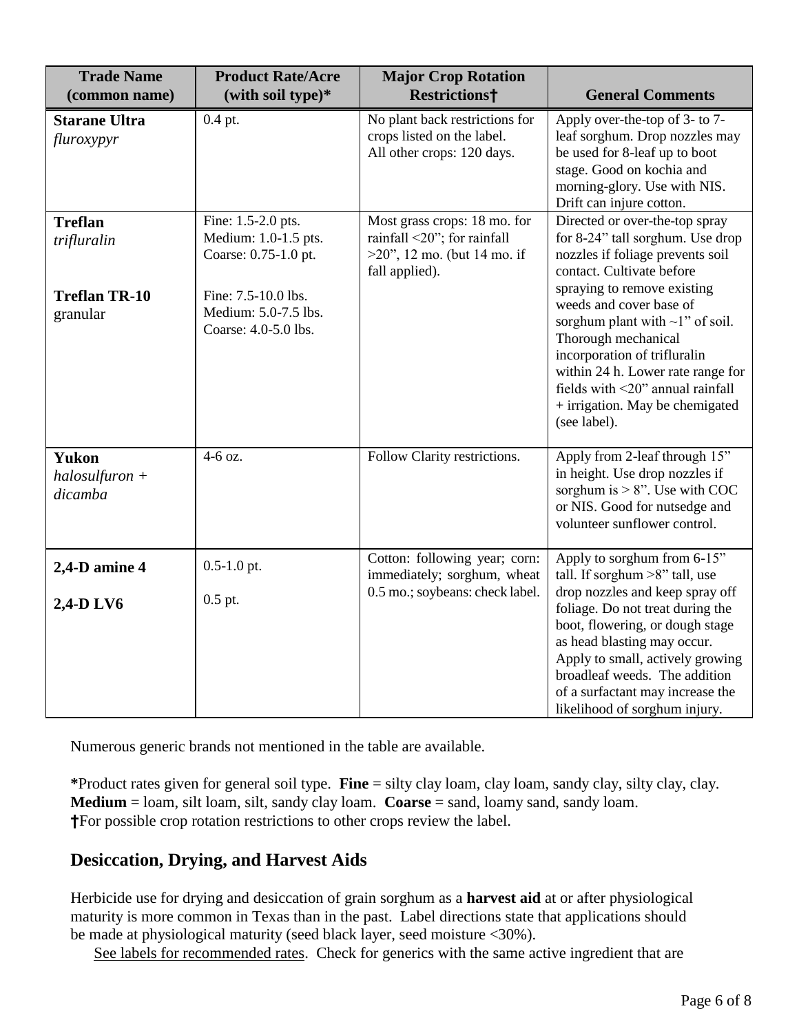| Trade Name (common name) | Product Rate/Acre (with soil type)* | Major Crop Rotation Restrictions† | General Comments |
|---|---|---|---|
| **Starane Ultra** *fluroxypyr* | 0.4 pt. | No plant back restrictions for crops listed on the label. All other crops: 120 days. | Apply over-the-top of 3- to 7-leaf sorghum. Drop nozzles may be used for 8-leaf up to boot stage. Good on kochia and morning-glory. Use with NIS. Drift can injure cotton. |
| **Treflan** *trifluralin*<br><br>**Treflan TR-10** granular | Fine: 1.5-2.0 pts.<br>Medium: 1.0-1.5 pts.<br>Coarse: 0.75-1.0 pt.<br><br>Fine: 7.5-10.0 lbs.<br>Medium: 5.0-7.5 lbs.<br>Coarse: 4.0-5.0 lbs. | Most grass crops: 18 mo. for rainfall <20"; for rainfall >20", 12 mo. (but 14 mo. if fall applied). | Directed or over-the-top spray for 8-24" tall sorghum. Use drop nozzles if foliage prevents soil contact. Cultivate before spraying to remove existing weeds and cover base of sorghum plant with ~1" of soil. Thorough mechanical incorporation of trifluralin within 24 h. Lower rate range for fields with <20" annual rainfall + irrigation. May be chemigated (see label). |
| **Yukon** *halosulfuron + dicamba* | 4-6 oz. | Follow Clarity restrictions. | Apply from 2-leaf through 15" in height. Use drop nozzles if sorghum is > 8". Use with COC or NIS. Good for nutsedge and volunteer sunflower control. |
| **2,4-D amine 4**<br><br>**2,4-D LV6** | 0.5-1.0 pt.<br><br>0.5 pt. | Cotton: following year; corn: immediately; sorghum, wheat 0.5 mo.; soybeans: check label. | Apply to sorghum from 6-15" tall. If sorghum >8" tall, use drop nozzles and keep spray off foliage. Do not treat during the boot, flowering, or dough stage as head blasting may occur. Apply to small, actively growing broadleaf weeds. The addition of a surfactant may increase the likelihood of sorghum injury. |

Numerous generic brands not mentioned in the table are available.

***Product rates given for general soil type. **Fine** = silty clay loam, clay loam, sandy clay, silty clay, clay. **Medium** = loam, silt loam, silt, sandy clay loam. **Coarse** = sand, loamy sand, sandy loam.
**†**For possible crop rotation restrictions to other crops review the label.

## Desiccation, Drying, and Harvest Aids

Herbicide use for drying and desiccation of grain sorghum as a **harvest aid** at or after physiological maturity is more common in Texas than in the past. Label directions state that applications should be made at physiological maturity (seed black layer, seed moisture <30%).

See labels for recommended rates. Check for generics with the same active ingredient that are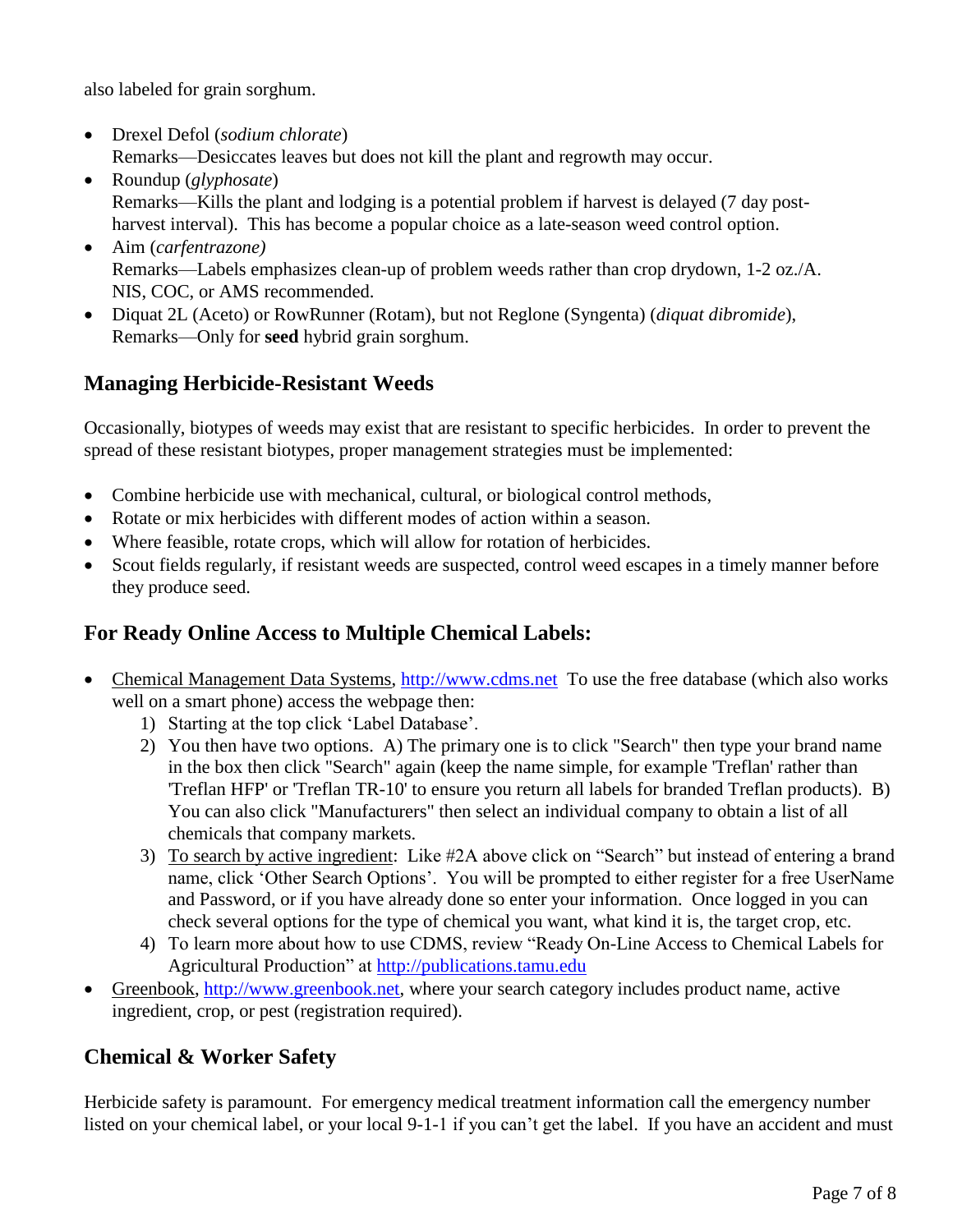also labeled for grain sorghum.

- Drexel Defol (*sodium chlorate*)
  Remarks—Desiccates leaves but does not kill the plant and regrowth may occur.
- Roundup (*glyphosate*)
  Remarks—Kills the plant and lodging is a potential problem if harvest is delayed (7 day post-harvest interval). This has become a popular choice as a late-season weed control option.
- Aim (*carfentrazone)*
  Remarks—Labels emphasizes clean-up of problem weeds rather than crop drydown, 1-2 oz./A. NIS, COC, or AMS recommended.
- Diquat 2L (Aceto) or RowRunner (Rotam), but not Reglone (Syngenta) (*diquat dibromide*),
  Remarks—Only for **seed** hybrid grain sorghum.

## Managing Herbicide-Resistant Weeds

Occasionally, biotypes of weeds may exist that are resistant to specific herbicides. In order to prevent the spread of these resistant biotypes, proper management strategies must be implemented:

- Combine herbicide use with mechanical, cultural, or biological control methods,
- Rotate or mix herbicides with different modes of action within a season.
- Where feasible, rotate crops, which will allow for rotation of herbicides.
- Scout fields regularly, if resistant weeds are suspected, control weed escapes in a timely manner before they produce seed.

## For Ready Online Access to Multiple Chemical Labels:

- Chemical Management Data Systems, http://www.cdms.net To use the free database (which also works well on a smart phone) access the webpage then:
  1) Starting at the top click 'Label Database'.
  2) You then have two options. A) The primary one is to click "Search" then type your brand name in the box then click "Search" again (keep the name simple, for example 'Treflan' rather than 'Treflan HFP' or 'Treflan TR-10' to ensure you return all labels for branded Treflan products). B) You can also click "Manufacturers" then select an individual company to obtain a list of all chemicals that company markets.
  3) To search by active ingredient: Like #2A above click on "Search" but instead of entering a brand name, click 'Other Search Options'. You will be prompted to either register for a free UserName and Password, or if you have already done so enter your information. Once logged in you can check several options for the type of chemical you want, what kind it is, the target crop, etc.
  4) To learn more about how to use CDMS, review "Ready On-Line Access to Chemical Labels for Agricultural Production" at http://publications.tamu.edu
- Greenbook, http://www.greenbook.net, where your search category includes product name, active ingredient, crop, or pest (registration required).

## Chemical & Worker Safety

Herbicide safety is paramount. For emergency medical treatment information call the emergency number listed on your chemical label, or your local 9-1-1 if you can't get the label. If you have an accident and must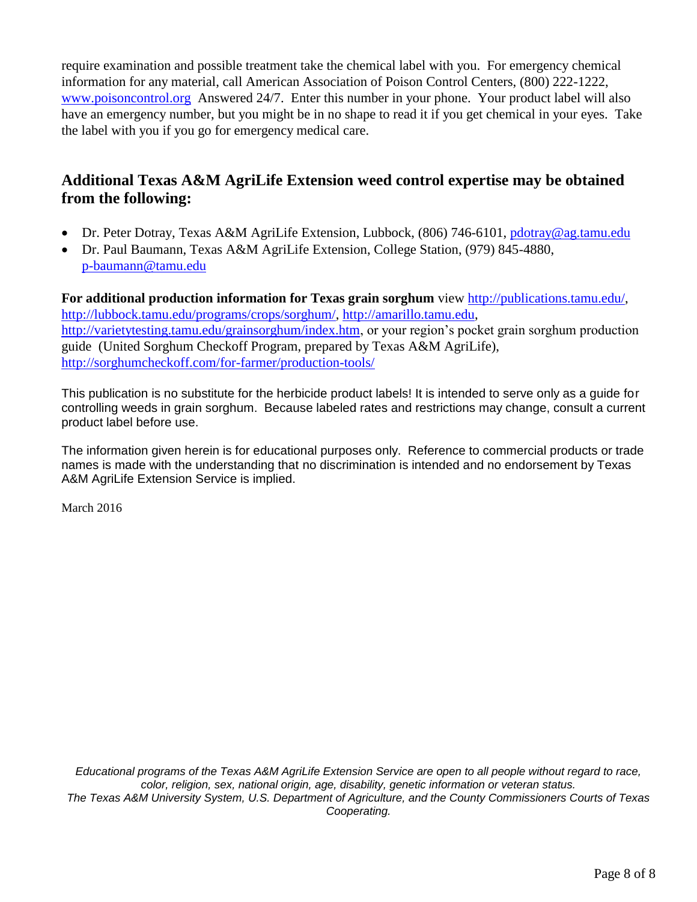require examination and possible treatment take the chemical label with you. For emergency chemical information for any material, call American Association of Poison Control Centers, (800) 222-1222, www.poisoncontrol.org Answered 24/7. Enter this number in your phone. Your product label will also have an emergency number, but you might be in no shape to read it if you get chemical in your eyes. Take the label with you if you go for emergency medical care.

## Additional Texas A&M AgriLife Extension weed control expertise may be obtained from the following:

- Dr. Peter Dotray, Texas A&M AgriLife Extension, Lubbock, (806) 746-6101, pdotray@ag.tamu.edu
- Dr. Paul Baumann, Texas A&M AgriLife Extension, College Station, (979) 845-4880, p-baumann@tamu.edu

**For additional production information for Texas grain sorghum** view http://publications.tamu.edu/, http://lubbock.tamu.edu/programs/crops/sorghum/, http://amarillo.tamu.edu, http://varietytesting.tamu.edu/grainsorghum/index.htm, or your region's pocket grain sorghum production guide (United Sorghum Checkoff Program, prepared by Texas A&M AgriLife), http://sorghumcheckoff.com/for-farmer/production-tools/

This publication is no substitute for the herbicide product labels! It is intended to serve only as a guide for controlling weeds in grain sorghum. Because labeled rates and restrictions may change, consult a current product label before use.

The information given herein is for educational purposes only. Reference to commercial products or trade names is made with the understanding that no discrimination is intended and no endorsement by Texas A&M AgriLife Extension Service is implied.

March 2016

*Educational programs of the Texas A&M AgriLife Extension Service are open to all people without regard to race, color, religion, sex, national origin, age, disability, genetic information or veteran status.*
*The Texas A&M University System, U.S. Department of Agriculture, and the County Commissioners Courts of Texas Cooperating.*